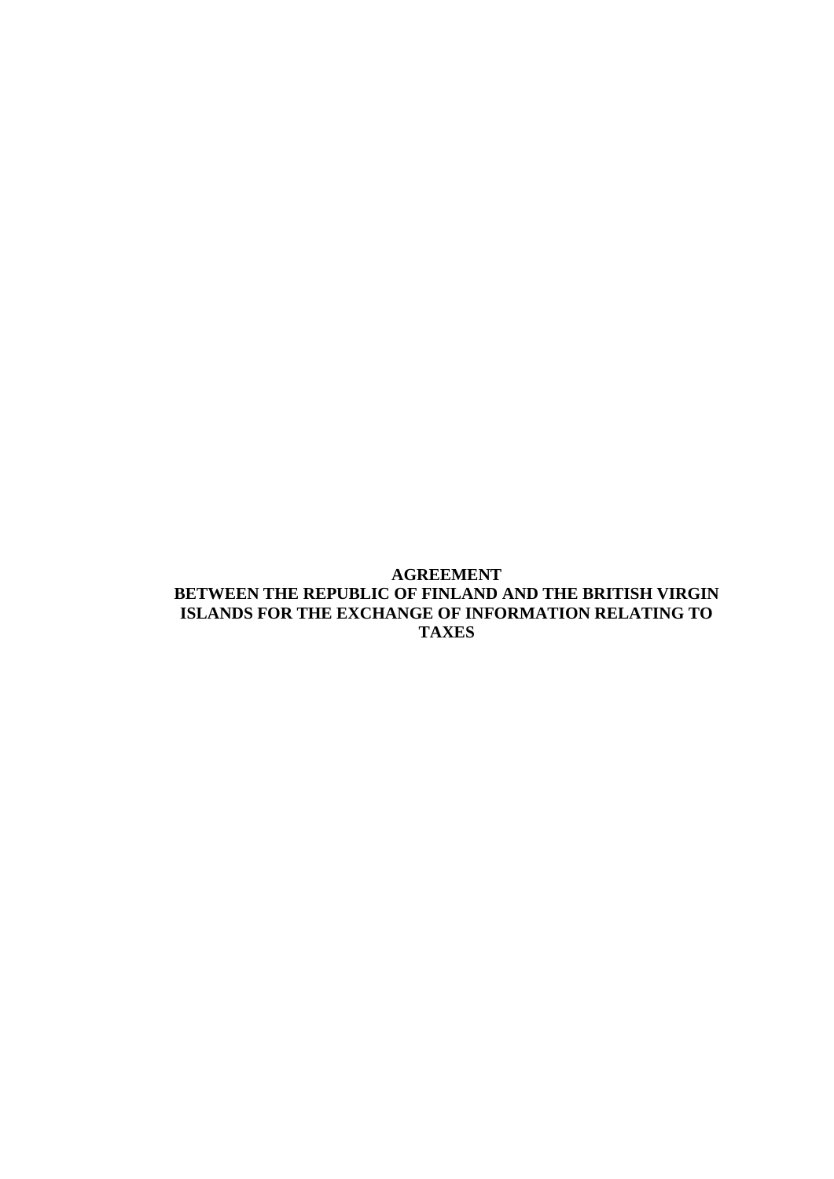# AGREEMENT
# BETWEEN THE REPUBLIC OF FINLAND AND THE BRITISH VIRGIN ISLANDS FOR THE EXCHANGE OF INFORMATION RELATING TO TAXES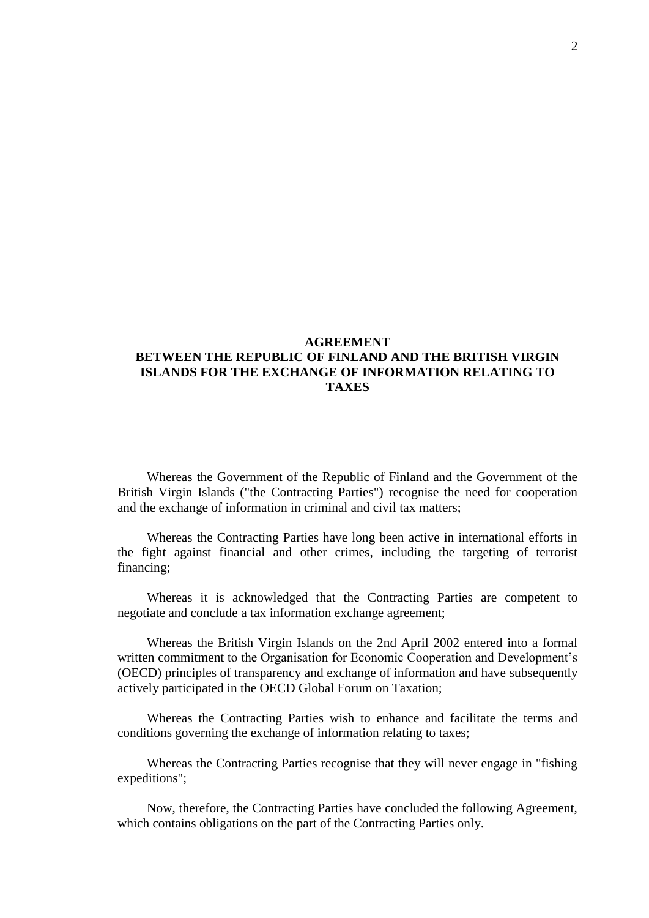# AGREEMENT BETWEEN THE REPUBLIC OF FINLAND AND THE BRITISH VIRGIN ISLANDS FOR THE EXCHANGE OF INFORMATION RELATING TO TAXES

Whereas the Government of the Republic of Finland and the Government of the British Virgin Islands ("the Contracting Parties") recognise the need for cooperation and the exchange of information in criminal and civil tax matters;

Whereas the Contracting Parties have long been active in international efforts in the fight against financial and other crimes, including the targeting of terrorist financing;

Whereas it is acknowledged that the Contracting Parties are competent to negotiate and conclude a tax information exchange agreement;

Whereas the British Virgin Islands on the 2nd April 2002 entered into a formal written commitment to the Organisation for Economic Cooperation and Development's (OECD) principles of transparency and exchange of information and have subsequently actively participated in the OECD Global Forum on Taxation;

Whereas the Contracting Parties wish to enhance and facilitate the terms and conditions governing the exchange of information relating to taxes;

Whereas the Contracting Parties recognise that they will never engage in "fishing expeditions";

Now, therefore, the Contracting Parties have concluded the following Agreement, which contains obligations on the part of the Contracting Parties only.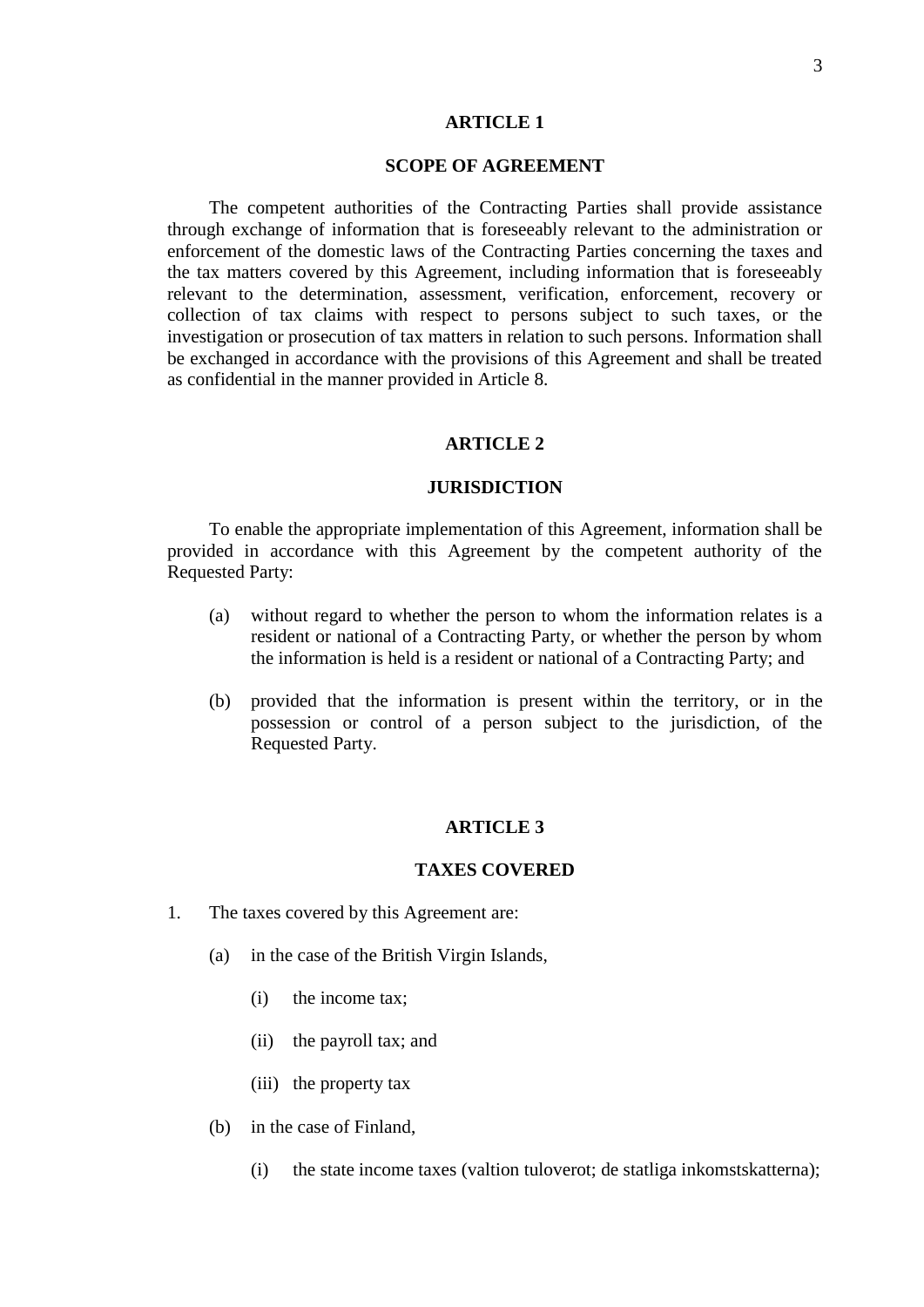## ARTICLE 1

## SCOPE OF AGREEMENT

The competent authorities of the Contracting Parties shall provide assistance through exchange of information that is foreseeably relevant to the administration or enforcement of the domestic laws of the Contracting Parties concerning the taxes and the tax matters covered by this Agreement, including information that is foreseeably relevant to the determination, assessment, verification, enforcement, recovery or collection of tax claims with respect to persons subject to such taxes, or the investigation or prosecution of tax matters in relation to such persons. Information shall be exchanged in accordance with the provisions of this Agreement and shall be treated as confidential in the manner provided in Article 8.

## ARTICLE 2

## JURISDICTION

To enable the appropriate implementation of this Agreement, information shall be provided in accordance with this Agreement by the competent authority of the Requested Party:

(a) without regard to whether the person to whom the information relates is a resident or national of a Contracting Party, or whether the person by whom the information is held is a resident or national of a Contracting Party; and

(b) provided that the information is present within the territory, or in the possession or control of a person subject to the jurisdiction, of the Requested Party.

## ARTICLE 3

## TAXES COVERED

1. The taxes covered by this Agreement are:

   (a) in the case of the British Virgin Islands,

      (i) the income tax;

      (ii) the payroll tax; and

      (iii) the property tax

   (b) in the case of Finland,

      (i) the state income taxes (valtion tuloverot; de statliga inkomstskatterna);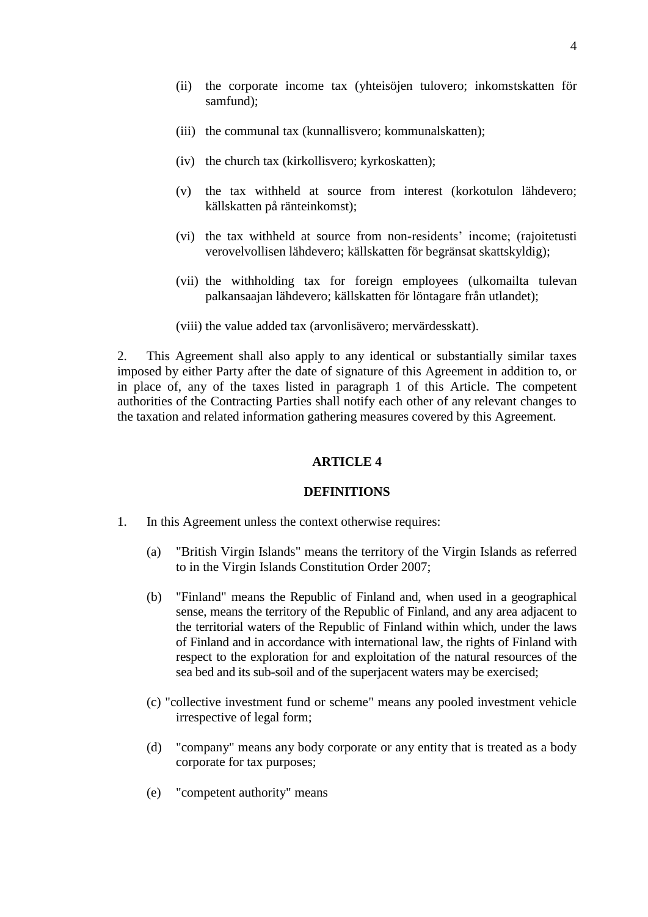(ii) the corporate income tax (yhteisöjen tulovero; inkomstskatten för samfund);

(iii) the communal tax (kunnallisvero; kommunalskatten);

(iv) the church tax (kirkollisvero; kyrkoskatten);

(v) the tax withheld at source from interest (korkotulon lähdevero; källskatten på ränteinkomst);

(vi) the tax withheld at source from non-residents' income; (rajoitetusti verovelvollisen lähdevero; källskatten för begränsat skattskyldig);

(vii) the withholding tax for foreign employees (ulkomailta tulevan palkansaajan lähdevero; källskatten för löntagare från utlandet);

(viii) the value added tax (arvonlisävero; mervärdesskatt).

2. This Agreement shall also apply to any identical or substantially similar taxes imposed by either Party after the date of signature of this Agreement in addition to, or in place of, any of the taxes listed in paragraph 1 of this Article. The competent authorities of the Contracting Parties shall notify each other of any relevant changes to the taxation and related information gathering measures covered by this Agreement.

## ARTICLE 4

## DEFINITIONS

1. In this Agreement unless the context otherwise requires:

(a) "British Virgin Islands" means the territory of the Virgin Islands as referred to in the Virgin Islands Constitution Order 2007;

(b) "Finland" means the Republic of Finland and, when used in a geographical sense, means the territory of the Republic of Finland, and any area adjacent to the territorial waters of the Republic of Finland within which, under the laws of Finland and in accordance with international law, the rights of Finland with respect to the exploration for and exploitation of the natural resources of the sea bed and its sub-soil and of the superjacent waters may be exercised;

(c) "collective investment fund or scheme" means any pooled investment vehicle irrespective of legal form;

(d) "company" means any body corporate or any entity that is treated as a body corporate for tax purposes;

(e) "competent authority" means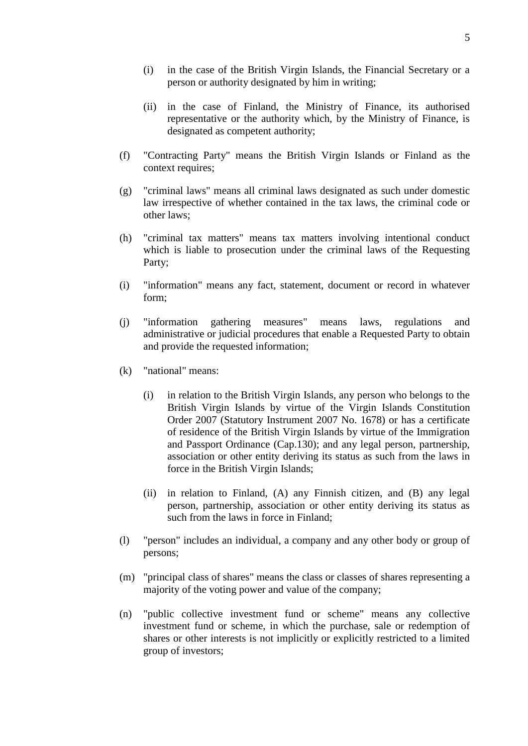(i) in the case of the British Virgin Islands, the Financial Secretary or a person or authority designated by him in writing;

(ii) in the case of Finland, the Ministry of Finance, its authorised representative or the authority which, by the Ministry of Finance, is designated as competent authority;

(f) "Contracting Party" means the British Virgin Islands or Finland as the context requires;

(g) "criminal laws" means all criminal laws designated as such under domestic law irrespective of whether contained in the tax laws, the criminal code or other laws;

(h) "criminal tax matters" means tax matters involving intentional conduct which is liable to prosecution under the criminal laws of the Requesting Party;

(i) "information" means any fact, statement, document or record in whatever form;

(j) "information gathering measures" means laws, regulations and administrative or judicial procedures that enable a Requested Party to obtain and provide the requested information;

(k) "national" means:

(i) in relation to the British Virgin Islands, any person who belongs to the British Virgin Islands by virtue of the Virgin Islands Constitution Order 2007 (Statutory Instrument 2007 No. 1678) or has a certificate of residence of the British Virgin Islands by virtue of the Immigration and Passport Ordinance (Cap.130); and any legal person, partnership, association or other entity deriving its status as such from the laws in force in the British Virgin Islands;

(ii) in relation to Finland, (A) any Finnish citizen, and (B) any legal person, partnership, association or other entity deriving its status as such from the laws in force in Finland;

(l) "person" includes an individual, a company and any other body or group of persons;

(m) "principal class of shares" means the class or classes of shares representing a majority of the voting power and value of the company;

(n) "public collective investment fund or scheme" means any collective investment fund or scheme, in which the purchase, sale or redemption of shares or other interests is not implicitly or explicitly restricted to a limited group of investors;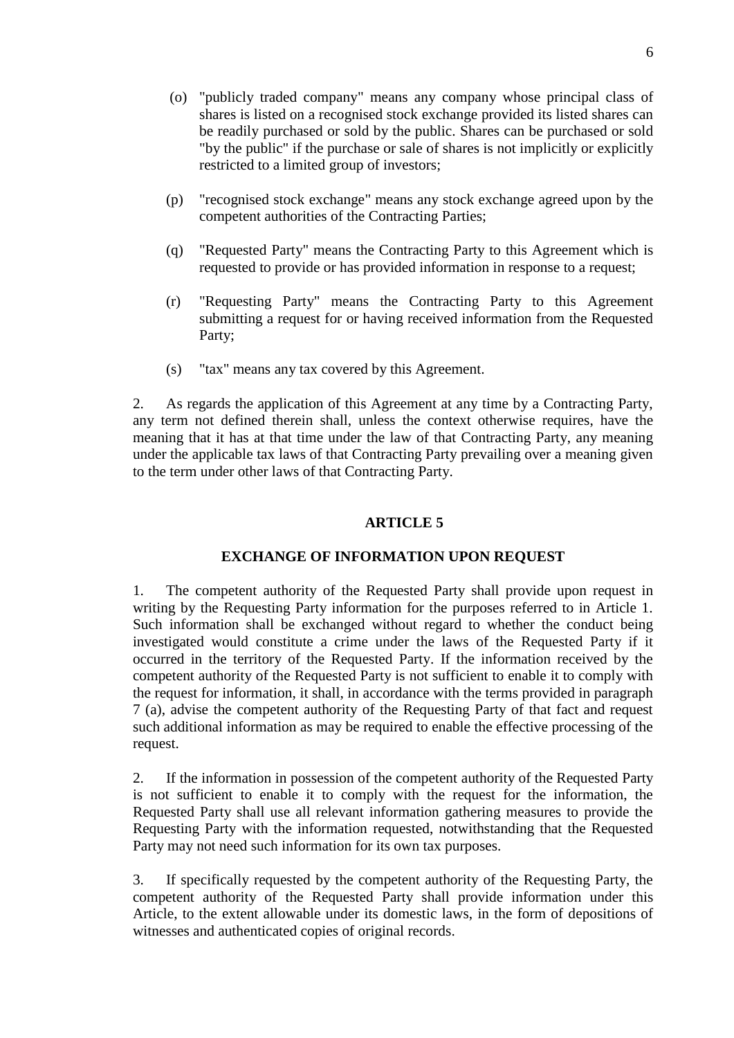(o) "publicly traded company" means any company whose principal class of shares is listed on a recognised stock exchange provided its listed shares can be readily purchased or sold by the public. Shares can be purchased or sold "by the public" if the purchase or sale of shares is not implicitly or explicitly restricted to a limited group of investors;

(p) "recognised stock exchange" means any stock exchange agreed upon by the competent authorities of the Contracting Parties;

(q) "Requested Party" means the Contracting Party to this Agreement which is requested to provide or has provided information in response to a request;

(r) "Requesting Party" means the Contracting Party to this Agreement submitting a request for or having received information from the Requested Party;

(s) "tax" means any tax covered by this Agreement.

2. As regards the application of this Agreement at any time by a Contracting Party, any term not defined therein shall, unless the context otherwise requires, have the meaning that it has at that time under the law of that Contracting Party, any meaning under the applicable tax laws of that Contracting Party prevailing over a meaning given to the term under other laws of that Contracting Party.

## ARTICLE 5

## EXCHANGE OF INFORMATION UPON REQUEST

1. The competent authority of the Requested Party shall provide upon request in writing by the Requesting Party information for the purposes referred to in Article 1. Such information shall be exchanged without regard to whether the conduct being investigated would constitute a crime under the laws of the Requested Party if it occurred in the territory of the Requested Party. If the information received by the competent authority of the Requested Party is not sufficient to enable it to comply with the request for information, it shall, in accordance with the terms provided in paragraph 7 (a), advise the competent authority of the Requesting Party of that fact and request such additional information as may be required to enable the effective processing of the request.

2. If the information in possession of the competent authority of the Requested Party is not sufficient to enable it to comply with the request for the information, the Requested Party shall use all relevant information gathering measures to provide the Requesting Party with the information requested, notwithstanding that the Requested Party may not need such information for its own tax purposes.

3. If specifically requested by the competent authority of the Requesting Party, the competent authority of the Requested Party shall provide information under this Article, to the extent allowable under its domestic laws, in the form of depositions of witnesses and authenticated copies of original records.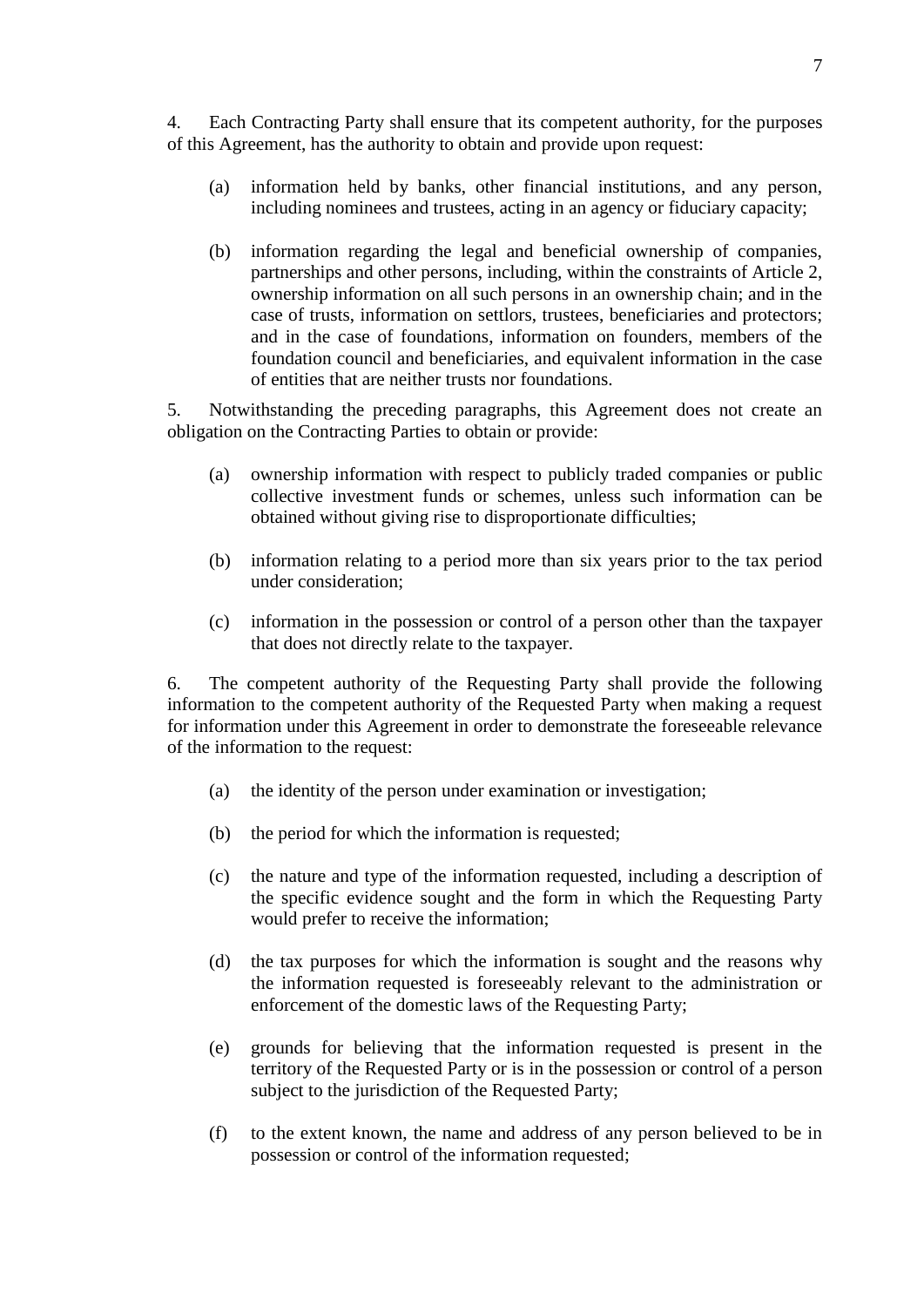4. Each Contracting Party shall ensure that its competent authority, for the purposes of this Agreement, has the authority to obtain and provide upon request:

(a) information held by banks, other financial institutions, and any person, including nominees and trustees, acting in an agency or fiduciary capacity;

(b) information regarding the legal and beneficial ownership of companies, partnerships and other persons, including, within the constraints of Article 2, ownership information on all such persons in an ownership chain; and in the case of trusts, information on settlors, trustees, beneficiaries and protectors; and in the case of foundations, information on founders, members of the foundation council and beneficiaries, and equivalent information in the case of entities that are neither trusts nor foundations.

5. Notwithstanding the preceding paragraphs, this Agreement does not create an obligation on the Contracting Parties to obtain or provide:

(a) ownership information with respect to publicly traded companies or public collective investment funds or schemes, unless such information can be obtained without giving rise to disproportionate difficulties;

(b) information relating to a period more than six years prior to the tax period under consideration;

(c) information in the possession or control of a person other than the taxpayer that does not directly relate to the taxpayer.

6. The competent authority of the Requesting Party shall provide the following information to the competent authority of the Requested Party when making a request for information under this Agreement in order to demonstrate the foreseeable relevance of the information to the request:

(a) the identity of the person under examination or investigation;

(b) the period for which the information is requested;

(c) the nature and type of the information requested, including a description of the specific evidence sought and the form in which the Requesting Party would prefer to receive the information;

(d) the tax purposes for which the information is sought and the reasons why the information requested is foreseeably relevant to the administration or enforcement of the domestic laws of the Requesting Party;

(e) grounds for believing that the information requested is present in the territory of the Requested Party or is in the possession or control of a person subject to the jurisdiction of the Requested Party;

(f) to the extent known, the name and address of any person believed to be in possession or control of the information requested;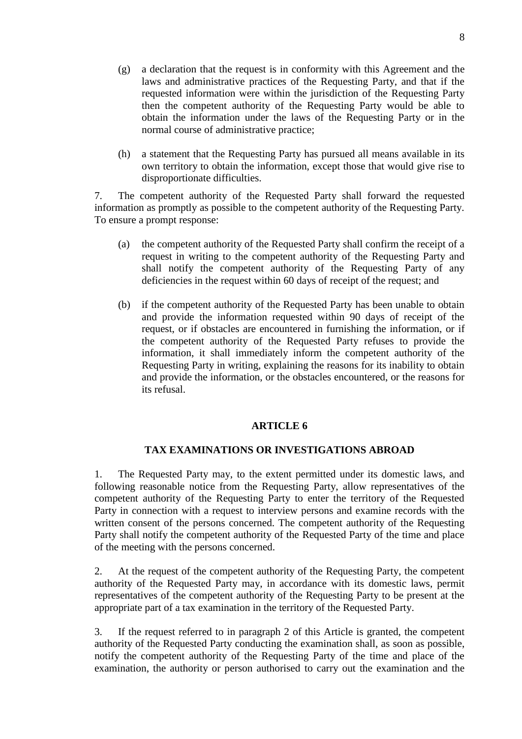(g) a declaration that the request is in conformity with this Agreement and the laws and administrative practices of the Requesting Party, and that if the requested information were within the jurisdiction of the Requesting Party then the competent authority of the Requesting Party would be able to obtain the information under the laws of the Requesting Party or in the normal course of administrative practice;

(h) a statement that the Requesting Party has pursued all means available in its own territory to obtain the information, except those that would give rise to disproportionate difficulties.

7. The competent authority of the Requested Party shall forward the requested information as promptly as possible to the competent authority of the Requesting Party. To ensure a prompt response:

(a) the competent authority of the Requested Party shall confirm the receipt of a request in writing to the competent authority of the Requesting Party and shall notify the competent authority of the Requesting Party of any deficiencies in the request within 60 days of receipt of the request; and

(b) if the competent authority of the Requested Party has been unable to obtain and provide the information requested within 90 days of receipt of the request, or if obstacles are encountered in furnishing the information, or if the competent authority of the Requested Party refuses to provide the information, it shall immediately inform the competent authority of the Requesting Party in writing, explaining the reasons for its inability to obtain and provide the information, or the obstacles encountered, or the reasons for its refusal.

## ARTICLE 6

## TAX EXAMINATIONS OR INVESTIGATIONS ABROAD

1. The Requested Party may, to the extent permitted under its domestic laws, and following reasonable notice from the Requesting Party, allow representatives of the competent authority of the Requesting Party to enter the territory of the Requested Party in connection with a request to interview persons and examine records with the written consent of the persons concerned. The competent authority of the Requesting Party shall notify the competent authority of the Requested Party of the time and place of the meeting with the persons concerned.

2. At the request of the competent authority of the Requesting Party, the competent authority of the Requested Party may, in accordance with its domestic laws, permit representatives of the competent authority of the Requesting Party to be present at the appropriate part of a tax examination in the territory of the Requested Party.

3. If the request referred to in paragraph 2 of this Article is granted, the competent authority of the Requested Party conducting the examination shall, as soon as possible, notify the competent authority of the Requesting Party of the time and place of the examination, the authority or person authorised to carry out the examination and the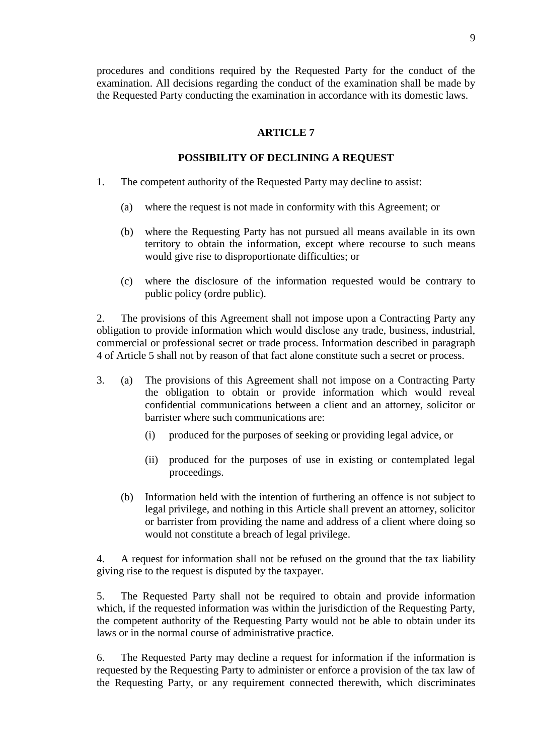procedures and conditions required by the Requested Party for the conduct of the examination. All decisions regarding the conduct of the examination shall be made by the Requested Party conducting the examination in accordance with its domestic laws.

## ARTICLE 7

## POSSIBILITY OF DECLINING A REQUEST

1. The competent authority of the Requested Party may decline to assist:

   (a) where the request is not made in conformity with this Agreement; or

   (b) where the Requesting Party has not pursued all means available in its own territory to obtain the information, except where recourse to such means would give rise to disproportionate difficulties; or

   (c) where the disclosure of the information requested would be contrary to public policy (ordre public).

2. The provisions of this Agreement shall not impose upon a Contracting Party any obligation to provide information which would disclose any trade, business, industrial, commercial or professional secret or trade process. Information described in paragraph 4 of Article 5 shall not by reason of that fact alone constitute such a secret or process.

3. (a) The provisions of this Agreement shall not impose on a Contracting Party the obligation to obtain or provide information which would reveal confidential communications between a client and an attorney, solicitor or barrister where such communications are:

      (i) produced for the purposes of seeking or providing legal advice, or

      (ii) produced for the purposes of use in existing or contemplated legal proceedings.

   (b) Information held with the intention of furthering an offence is not subject to legal privilege, and nothing in this Article shall prevent an attorney, solicitor or barrister from providing the name and address of a client where doing so would not constitute a breach of legal privilege.

4. A request for information shall not be refused on the ground that the tax liability giving rise to the request is disputed by the taxpayer.

5. The Requested Party shall not be required to obtain and provide information which, if the requested information was within the jurisdiction of the Requesting Party, the competent authority of the Requesting Party would not be able to obtain under its laws or in the normal course of administrative practice.

6. The Requested Party may decline a request for information if the information is requested by the Requesting Party to administer or enforce a provision of the tax law of the Requesting Party, or any requirement connected therewith, which discriminates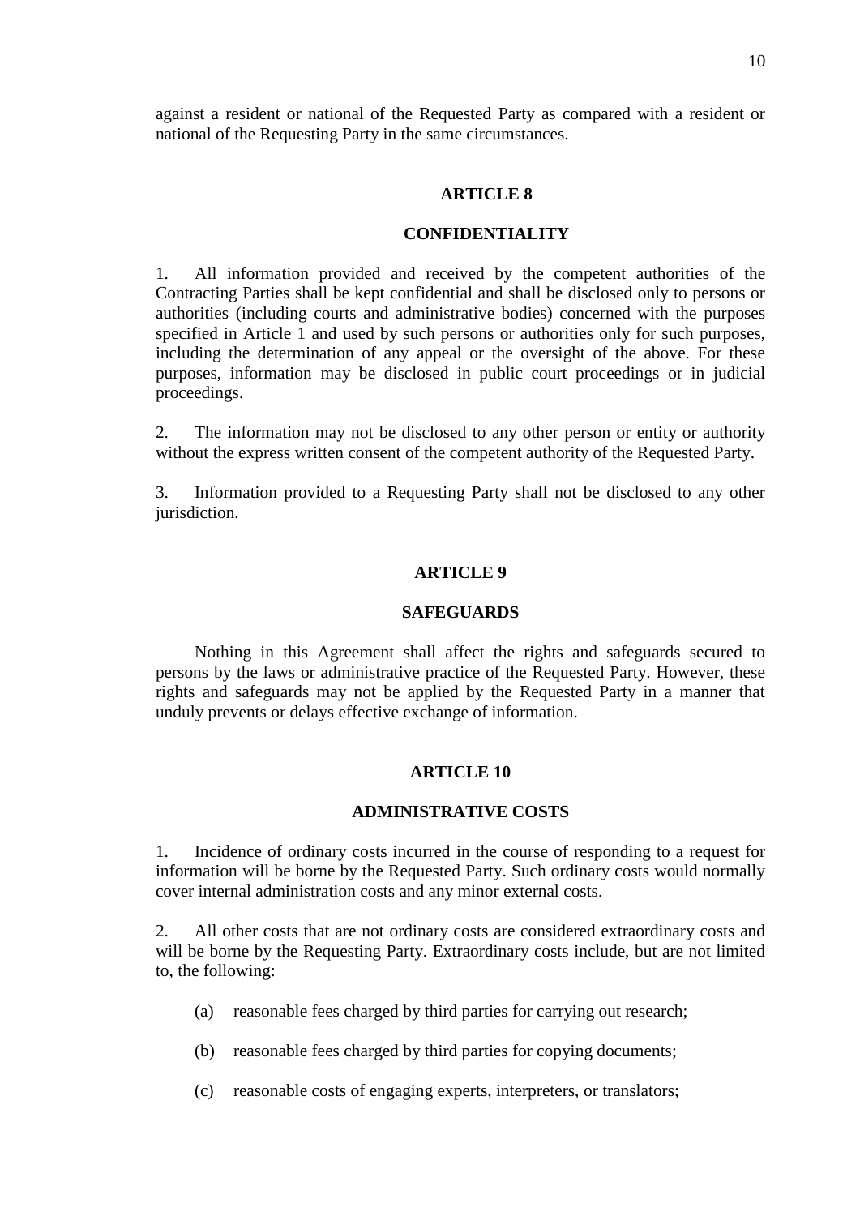against a resident or national of the Requested Party as compared with a resident or national of the Requesting Party in the same circumstances.

## ARTICLE 8

## CONFIDENTIALITY

1. All information provided and received by the competent authorities of the Contracting Parties shall be kept confidential and shall be disclosed only to persons or authorities (including courts and administrative bodies) concerned with the purposes specified in Article 1 and used by such persons or authorities only for such purposes, including the determination of any appeal or the oversight of the above. For these purposes, information may be disclosed in public court proceedings or in judicial proceedings.

2. The information may not be disclosed to any other person or entity or authority without the express written consent of the competent authority of the Requested Party.

3. Information provided to a Requesting Party shall not be disclosed to any other jurisdiction.

## ARTICLE 9

## SAFEGUARDS

Nothing in this Agreement shall affect the rights and safeguards secured to persons by the laws or administrative practice of the Requested Party. However, these rights and safeguards may not be applied by the Requested Party in a manner that unduly prevents or delays effective exchange of information.

## ARTICLE 10

## ADMINISTRATIVE COSTS

1. Incidence of ordinary costs incurred in the course of responding to a request for information will be borne by the Requested Party. Such ordinary costs would normally cover internal administration costs and any minor external costs.

2. All other costs that are not ordinary costs are considered extraordinary costs and will be borne by the Requesting Party. Extraordinary costs include, but are not limited to, the following:

(a) reasonable fees charged by third parties for carrying out research;

(b) reasonable fees charged by third parties for copying documents;

(c) reasonable costs of engaging experts, interpreters, or translators;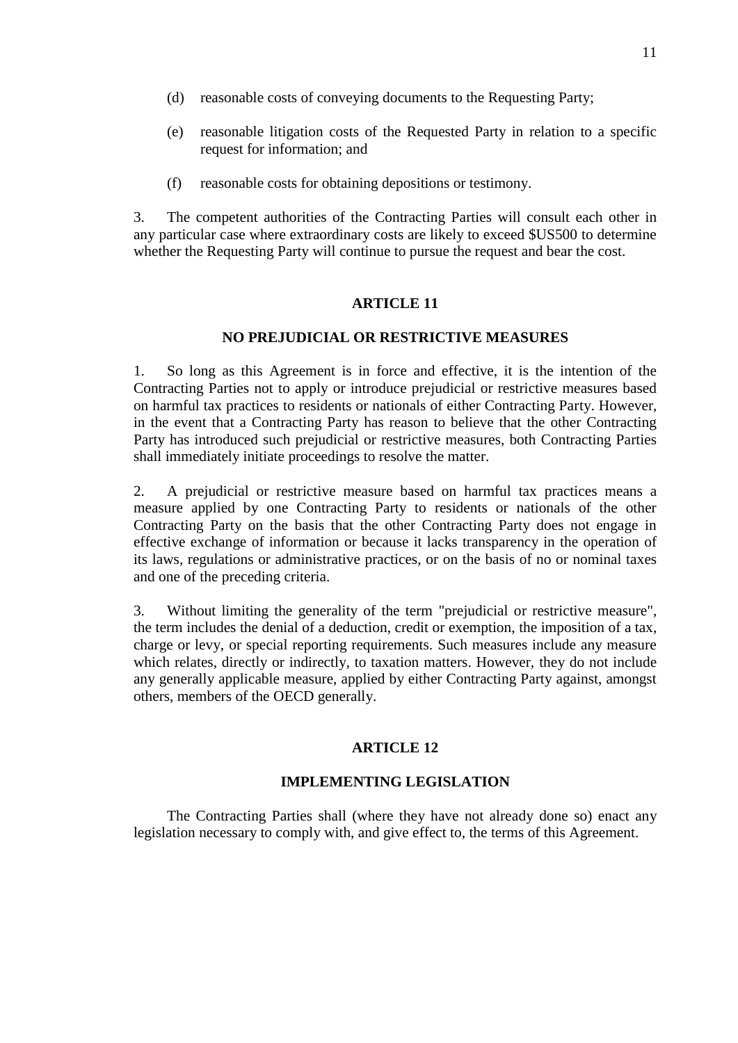(d) reasonable costs of conveying documents to the Requesting Party;

(e) reasonable litigation costs of the Requested Party in relation to a specific request for information; and

(f) reasonable costs for obtaining depositions or testimony.

3. The competent authorities of the Contracting Parties will consult each other in any particular case where extraordinary costs are likely to exceed $US500 to determine whether the Requesting Party will continue to pursue the request and bear the cost.

## ARTICLE 11

## NO PREJUDICIAL OR RESTRICTIVE MEASURES

1. So long as this Agreement is in force and effective, it is the intention of the Contracting Parties not to apply or introduce prejudicial or restrictive measures based on harmful tax practices to residents or nationals of either Contracting Party. However, in the event that a Contracting Party has reason to believe that the other Contracting Party has introduced such prejudicial or restrictive measures, both Contracting Parties shall immediately initiate proceedings to resolve the matter.

2. A prejudicial or restrictive measure based on harmful tax practices means a measure applied by one Contracting Party to residents or nationals of the other Contracting Party on the basis that the other Contracting Party does not engage in effective exchange of information or because it lacks transparency in the operation of its laws, regulations or administrative practices, or on the basis of no or nominal taxes and one of the preceding criteria.

3. Without limiting the generality of the term "prejudicial or restrictive measure", the term includes the denial of a deduction, credit or exemption, the imposition of a tax, charge or levy, or special reporting requirements. Such measures include any measure which relates, directly or indirectly, to taxation matters. However, they do not include any generally applicable measure, applied by either Contracting Party against, amongst others, members of the OECD generally.

## ARTICLE 12

## IMPLEMENTING LEGISLATION

The Contracting Parties shall (where they have not already done so) enact any legislation necessary to comply with, and give effect to, the terms of this Agreement.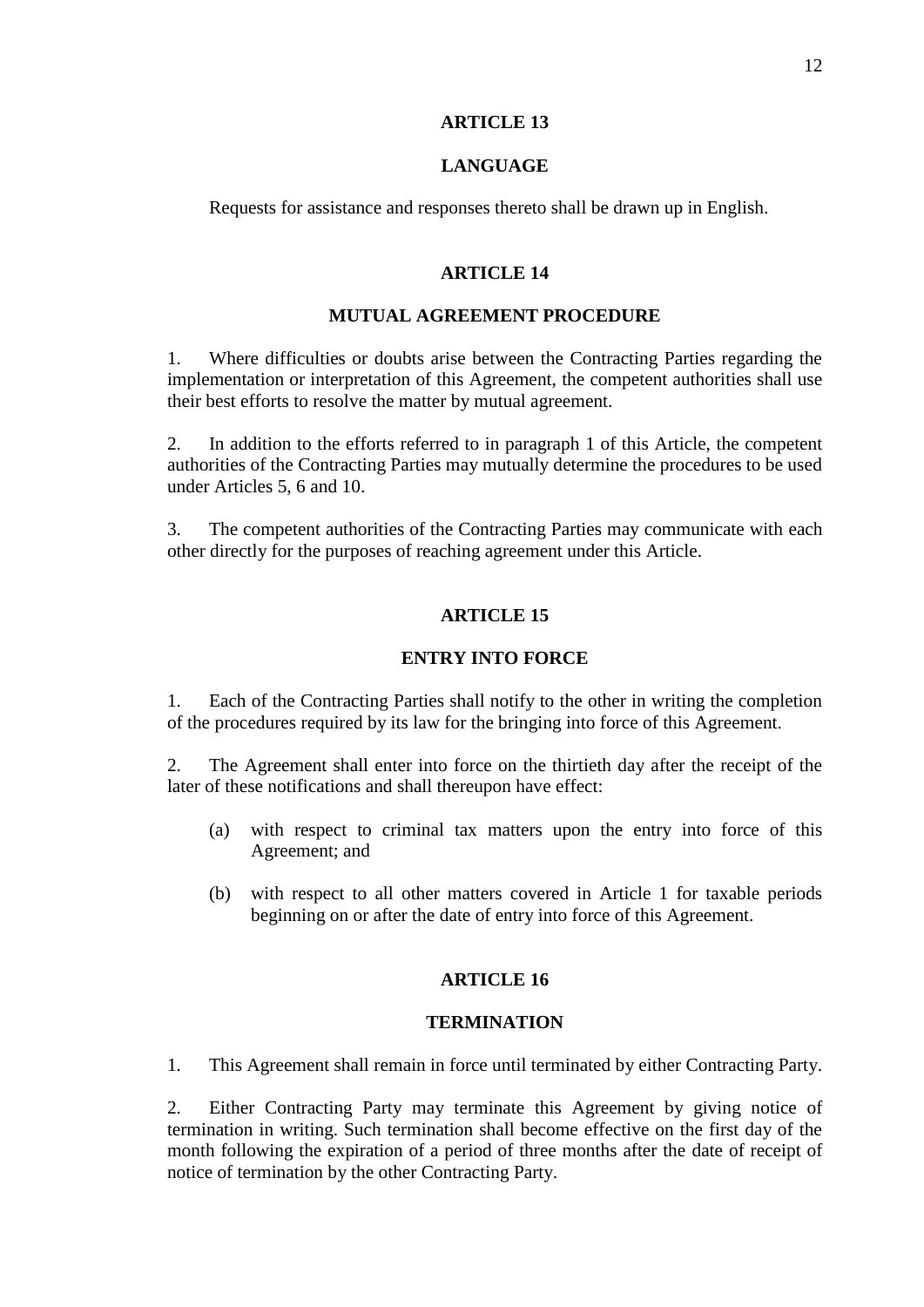## ARTICLE 13

## LANGUAGE

Requests for assistance and responses thereto shall be drawn up in English.

## ARTICLE 14

## MUTUAL AGREEMENT PROCEDURE

1. Where difficulties or doubts arise between the Contracting Parties regarding the implementation or interpretation of this Agreement, the competent authorities shall use their best efforts to resolve the matter by mutual agreement.

2. In addition to the efforts referred to in paragraph 1 of this Article, the competent authorities of the Contracting Parties may mutually determine the procedures to be used under Articles 5, 6 and 10.

3. The competent authorities of the Contracting Parties may communicate with each other directly for the purposes of reaching agreement under this Article.

## ARTICLE 15

## ENTRY INTO FORCE

1. Each of the Contracting Parties shall notify to the other in writing the completion of the procedures required by its law for the bringing into force of this Agreement.

2. The Agreement shall enter into force on the thirtieth day after the receipt of the later of these notifications and shall thereupon have effect:

(a) with respect to criminal tax matters upon the entry into force of this Agreement; and

(b) with respect to all other matters covered in Article 1 for taxable periods beginning on or after the date of entry into force of this Agreement.

## ARTICLE 16

## TERMINATION

1. This Agreement shall remain in force until terminated by either Contracting Party.

2. Either Contracting Party may terminate this Agreement by giving notice of termination in writing. Such termination shall become effective on the first day of the month following the expiration of a period of three months after the date of receipt of notice of termination by the other Contracting Party.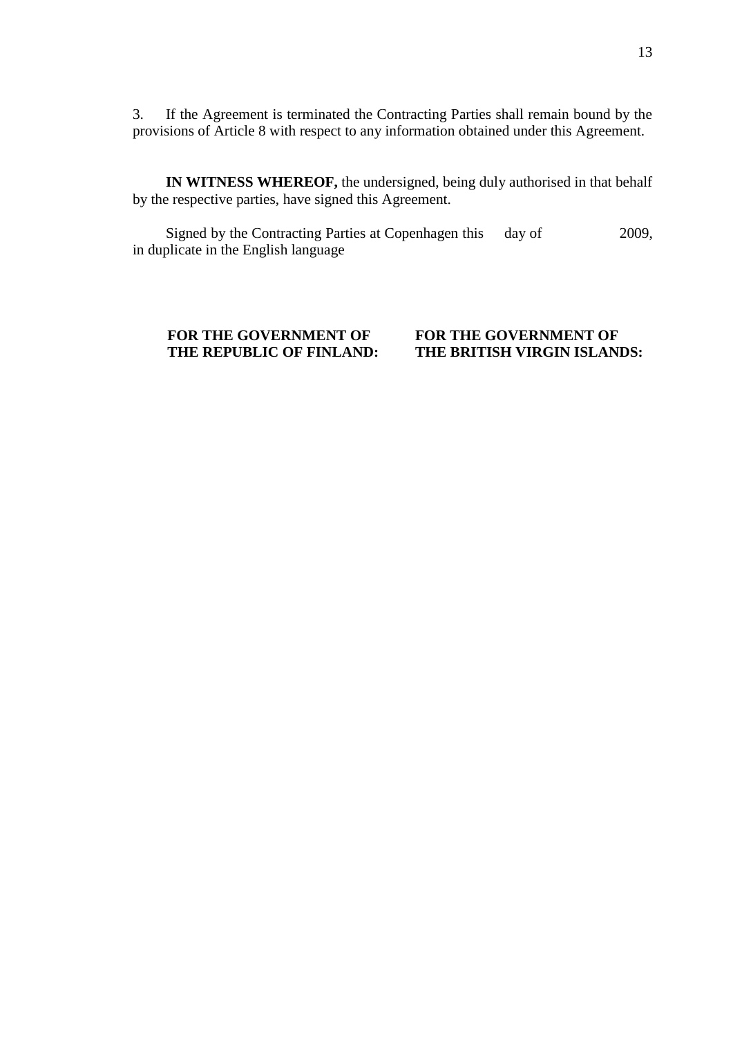3. If the Agreement is terminated the Contracting Parties shall remain bound by the provisions of Article 8 with respect to any information obtained under this Agreement.

**IN WITNESS WHEREOF,** the undersigned, being duly authorised in that behalf by the respective parties, have signed this Agreement.

Signed by the Contracting Parties at Copenhagen this day of 2009, in duplicate in the English language

| | |
|---|---|
| **FOR THE GOVERNMENT OF THE REPUBLIC OF FINLAND:** | **FOR THE GOVERNMENT OF THE BRITISH VIRGIN ISLANDS:** |